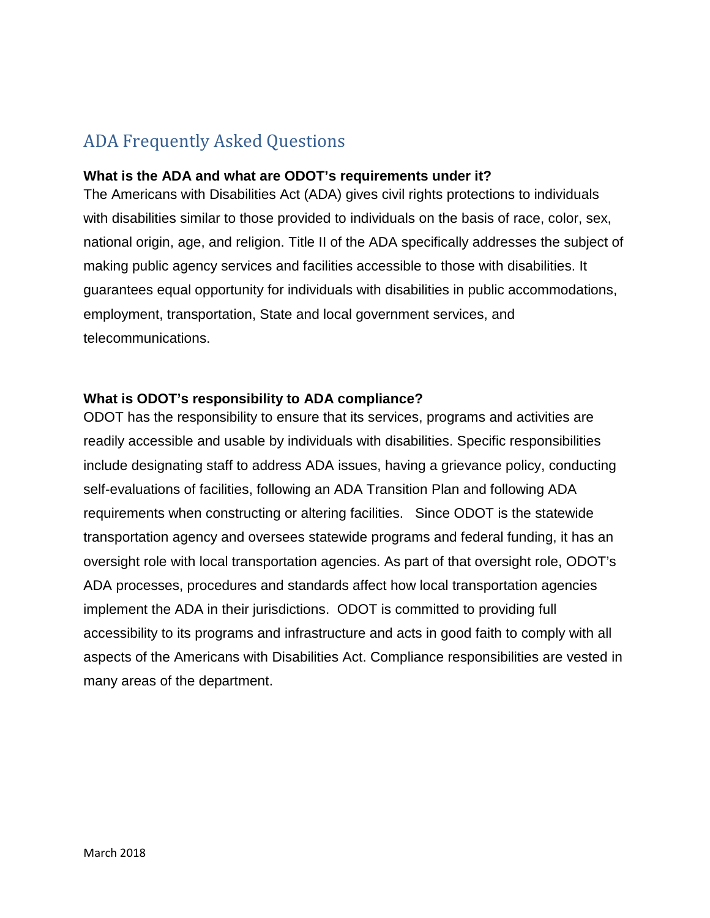# ADA Frequently Asked Questions

**What is the ADA and what are ODOT's requirements under it?**

The Americans with Disabilities Act (ADA) gives civil rights protections to individuals with disabilities similar to those provided to individuals on the basis of race, color, sex, national origin, age, and religion. Title II of the ADA specifically addresses the subject of making public agency services and facilities accessible to those with disabilities. It guarantees equal opportunity for individuals with disabilities in public accommodations, employment, transportation, State and local government services, and telecommunications.

**What is ODOT's responsibility to ADA compliance?**

ODOT has the responsibility to ensure that its services, programs and activities are readily accessible and usable by individuals with disabilities. Specific responsibilities include designating staff to address ADA issues, having a grievance policy, conducting self-evaluations of facilities, following an ADA Transition Plan and following ADA requirements when constructing or altering facilities. Since ODOT is the statewide transportation agency and oversees statewide programs and federal funding, it has an oversight role with local transportation agencies. As part of that oversight role, ODOT's ADA processes, procedures and standards affect how local transportation agencies implement the ADA in their jurisdictions. ODOT is committed to providing full accessibility to its programs and infrastructure and acts in good faith to comply with all aspects of the Americans with Disabilities Act. Compliance responsibilities are vested in many areas of the department.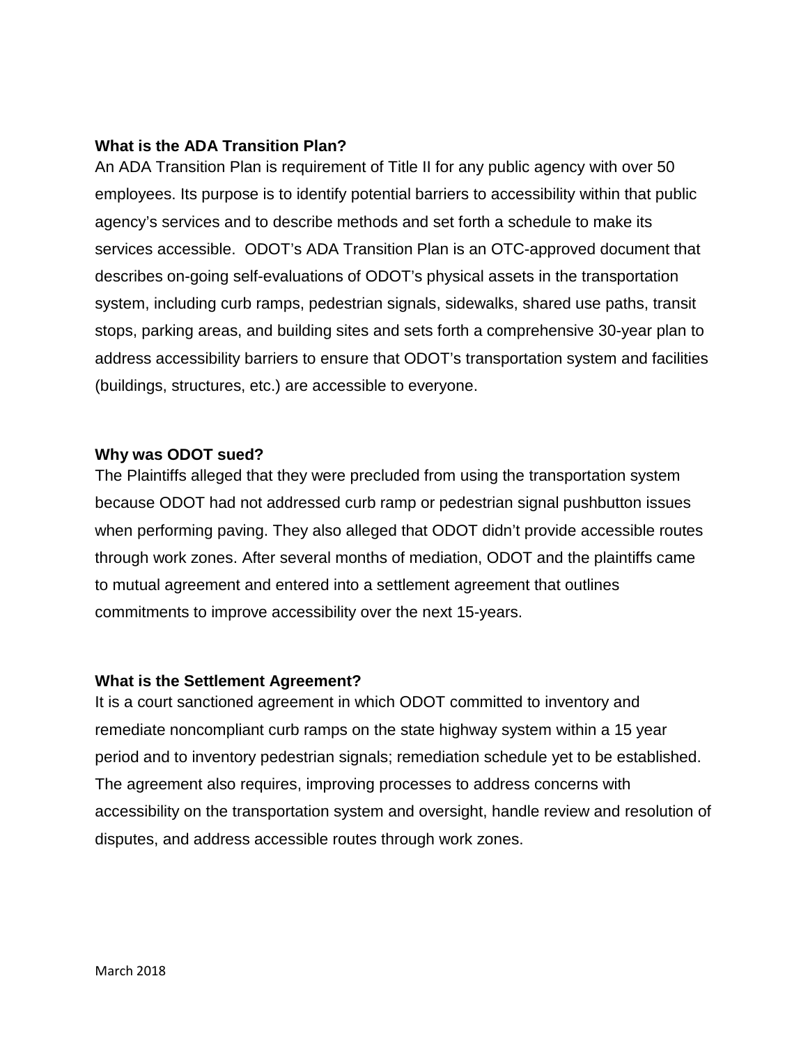**What is the ADA Transition Plan?**

An ADA Transition Plan is requirement of Title II for any public agency with over 50 employees. Its purpose is to identify potential barriers to accessibility within that public agency's services and to describe methods and set forth a schedule to make its services accessible. ODOT's ADA Transition Plan is an OTC-approved document that describes on-going self-evaluations of ODOT's physical assets in the transportation system, including curb ramps, pedestrian signals, sidewalks, shared use paths, transit stops, parking areas, and building sites and sets forth a comprehensive 30-year plan to address accessibility barriers to ensure that ODOT's transportation system and facilities (buildings, structures, etc.) are accessible to everyone.

**Why was ODOT sued?**

The Plaintiffs alleged that they were precluded from using the transportation system because ODOT had not addressed curb ramp or pedestrian signal pushbutton issues when performing paving. They also alleged that ODOT didn't provide accessible routes through work zones. After several months of mediation, ODOT and the plaintiffs came to mutual agreement and entered into a settlement agreement that outlines commitments to improve accessibility over the next 15-years.

**What is the Settlement Agreement?**

It is a court sanctioned agreement in which ODOT committed to inventory and remediate noncompliant curb ramps on the state highway system within a 15 year period and to inventory pedestrian signals; remediation schedule yet to be established. The agreement also requires, improving processes to address concerns with accessibility on the transportation system and oversight, handle review and resolution of disputes, and address accessible routes through work zones.

March 2018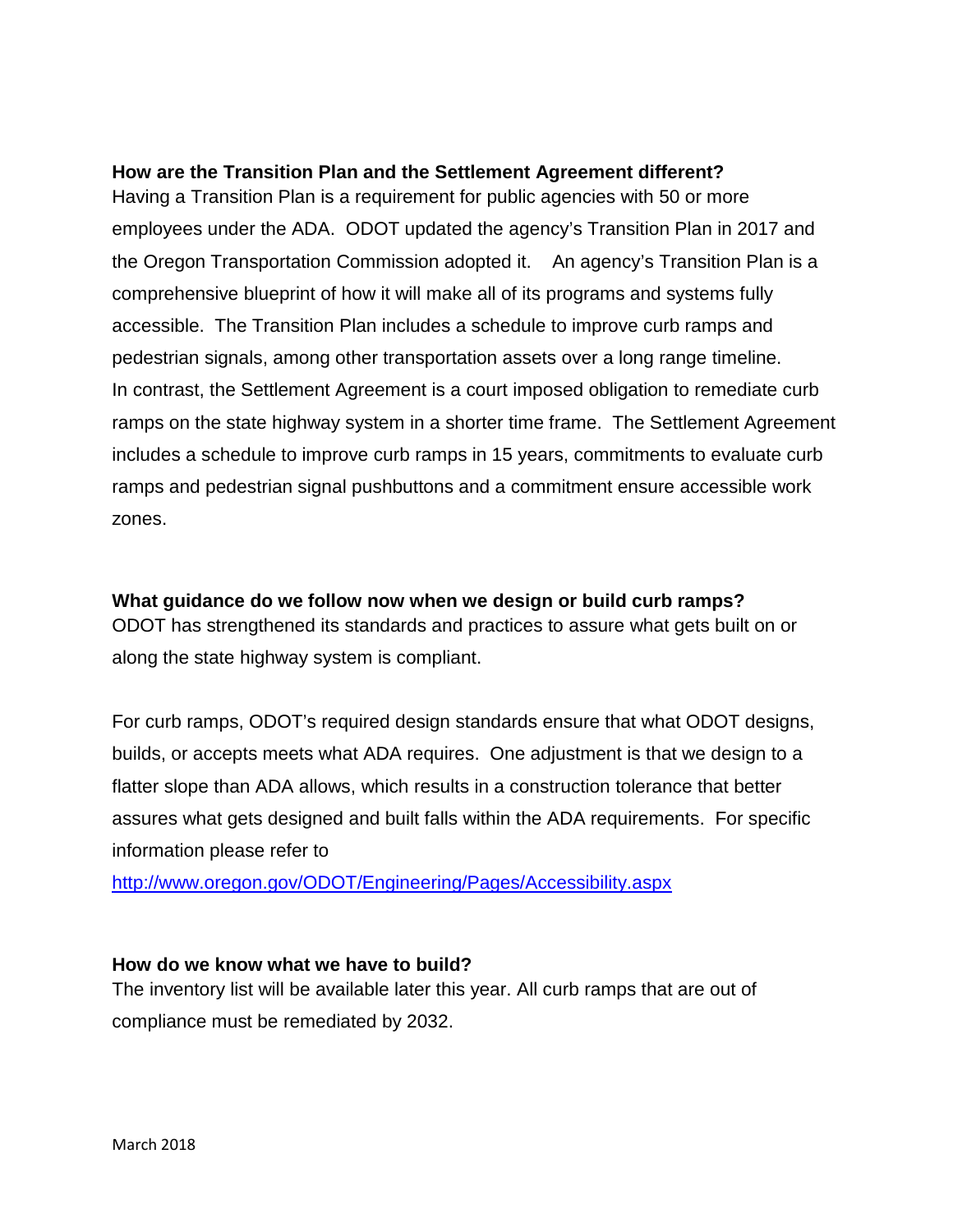**How are the Transition Plan and the Settlement Agreement different?**

Having a Transition Plan is a requirement for public agencies with 50 or more employees under the ADA. ODOT updated the agency's Transition Plan in 2017 and the Oregon Transportation Commission adopted it. An agency's Transition Plan is a comprehensive blueprint of how it will make all of its programs and systems fully accessible. The Transition Plan includes a schedule to improve curb ramps and pedestrian signals, among other transportation assets over a long range timeline. In contrast, the Settlement Agreement is a court imposed obligation to remediate curb ramps on the state highway system in a shorter time frame. The Settlement Agreement includes a schedule to improve curb ramps in 15 years, commitments to evaluate curb ramps and pedestrian signal pushbuttons and a commitment ensure accessible work zones.

**What guidance do we follow now when we design or build curb ramps?**

ODOT has strengthened its standards and practices to assure what gets built on or along the state highway system is compliant.

For curb ramps, ODOT's required design standards ensure that what ODOT designs, builds, or accepts meets what ADA requires. One adjustment is that we design to a flatter slope than ADA allows, which results in a construction tolerance that better assures what gets designed and built falls within the ADA requirements. For specific information please refer to

http://www.oregon.gov/ODOT/Engineering/Pages/Accessibility.aspx

**How do we know what we have to build?**

The inventory list will be available later this year. All curb ramps that are out of compliance must be remediated by 2032.

March 2018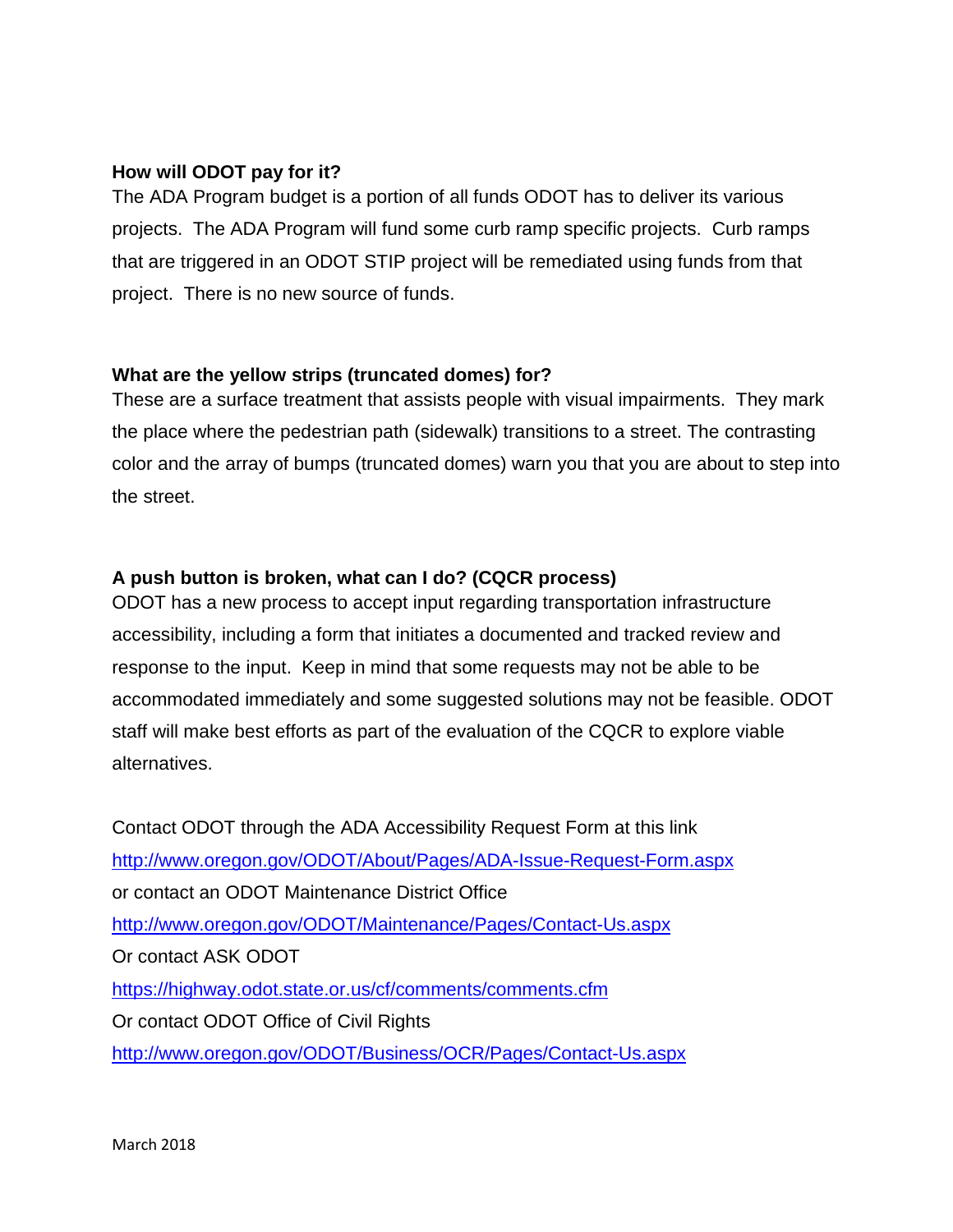**How will ODOT pay for it?**

The ADA Program budget is a portion of all funds ODOT has to deliver its various projects. The ADA Program will fund some curb ramp specific projects. Curb ramps that are triggered in an ODOT STIP project will be remediated using funds from that project. There is no new source of funds.

**What are the yellow strips (truncated domes) for?**

These are a surface treatment that assists people with visual impairments. They mark the place where the pedestrian path (sidewalk) transitions to a street. The contrasting color and the array of bumps (truncated domes) warn you that you are about to step into the street.

**A push button is broken, what can I do? (CQCR process)**

ODOT has a new process to accept input regarding transportation infrastructure accessibility, including a form that initiates a documented and tracked review and response to the input. Keep in mind that some requests may not be able to be accommodated immediately and some suggested solutions may not be feasible. ODOT staff will make best efforts as part of the evaluation of the CQCR to explore viable alternatives.

Contact ODOT through the ADA Accessibility Request Form at this link
http://www.oregon.gov/ODOT/About/Pages/ADA-Issue-Request-Form.aspx
or contact an ODOT Maintenance District Office
http://www.oregon.gov/ODOT/Maintenance/Pages/Contact-Us.aspx
Or contact ASK ODOT
https://highway.odot.state.or.us/cf/comments/comments.cfm
Or contact ODOT Office of Civil Rights
http://www.oregon.gov/ODOT/Business/OCR/Pages/Contact-Us.aspx

March 2018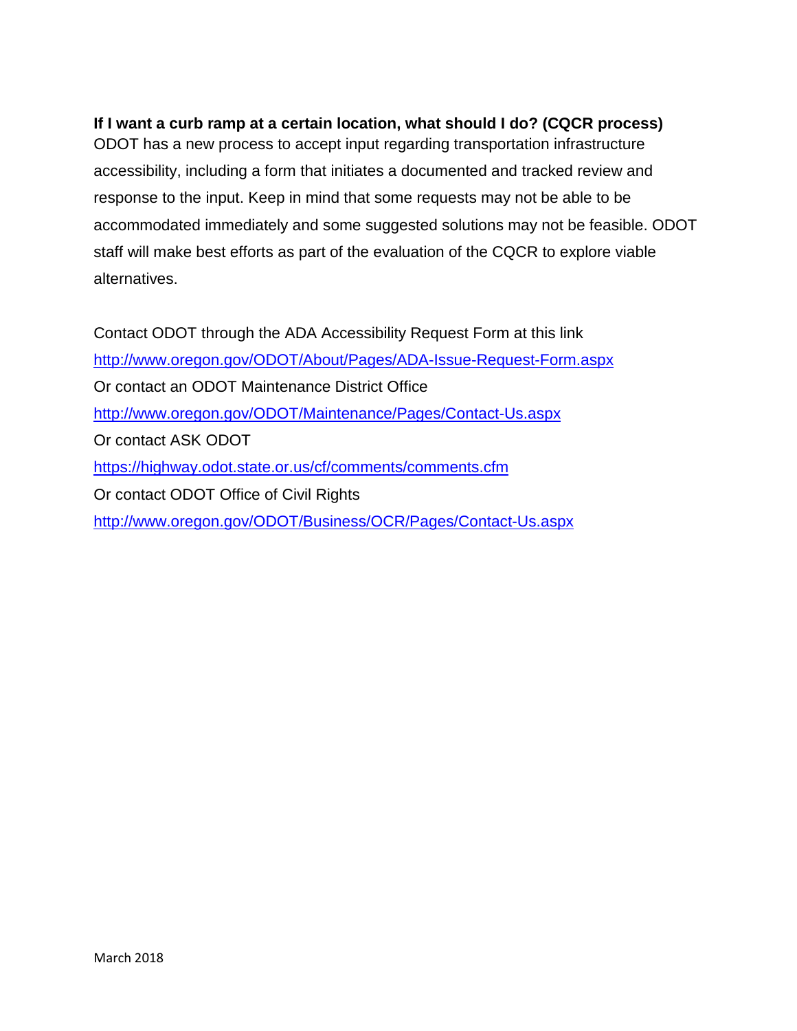**If I want a curb ramp at a certain location, what should I do? (CQCR process)**

ODOT has a new process to accept input regarding transportation infrastructure accessibility, including a form that initiates a documented and tracked review and response to the input. Keep in mind that some requests may not be able to be accommodated immediately and some suggested solutions may not be feasible. ODOT staff will make best efforts as part of the evaluation of the CQCR to explore viable alternatives.

Contact ODOT through the ADA Accessibility Request Form at this link
[http://www.oregon.gov/ODOT/About/Pages/ADA-Issue-Request-Form.aspx](http://www.oregon.gov/ODOT/About/Pages/ADA-Issue-Request-Form.aspx)
Or contact an ODOT Maintenance District Office
[http://www.oregon.gov/ODOT/Maintenance/Pages/Contact-Us.aspx](http://www.oregon.gov/ODOT/Maintenance/Pages/Contact-Us.aspx)
Or contact ASK ODOT
[https://highway.odot.state.or.us/cf/comments/comments.cfm](https://highway.odot.state.or.us/cf/comments/comments.cfm)
Or contact ODOT Office of Civil Rights
[http://www.oregon.gov/ODOT/Business/OCR/Pages/Contact-Us.aspx](http://www.oregon.gov/ODOT/Business/OCR/Pages/Contact-Us.aspx)

March 2018